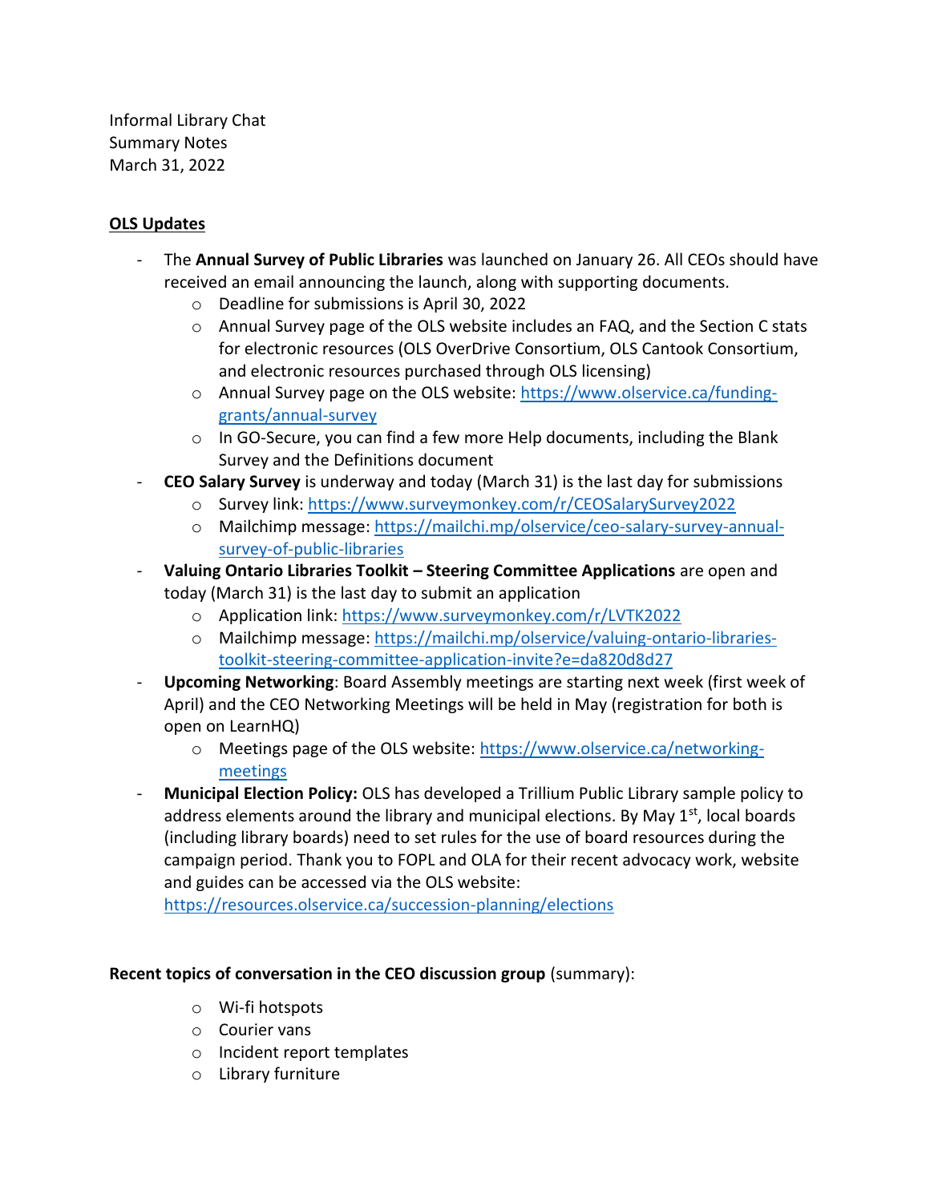Informal Library Chat
Summary Notes
March 31, 2022

## OLS Updates

- The **Annual Survey of Public Libraries** was launched on January 26. All CEOs should have received an email announcing the launch, along with supporting documents.
  - Deadline for submissions is April 30, 2022
  - Annual Survey page of the OLS website includes an FAQ, and the Section C stats for electronic resources (OLS OverDrive Consortium, OLS Cantook Consortium, and electronic resources purchased through OLS licensing)
  - Annual Survey page on the OLS website: https://www.olservice.ca/funding-grants/annual-survey
  - In GO-Secure, you can find a few more Help documents, including the Blank Survey and the Definitions document
- **CEO Salary Survey** is underway and today (March 31) is the last day for submissions
  - Survey link: https://www.surveymonkey.com/r/CEOSalarySurvey2022
  - Mailchimp message: https://mailchi.mp/olservice/ceo-salary-survey-annual-survey-of-public-libraries
- **Valuing Ontario Libraries Toolkit – Steering Committee Applications** are open and today (March 31) is the last day to submit an application
  - Application link: https://www.surveymonkey.com/r/LVTK2022
  - Mailchimp message: https://mailchi.mp/olservice/valuing-ontario-libraries-toolkit-steering-committee-application-invite?e=da820d8d27
- **Upcoming Networking**: Board Assembly meetings are starting next week (first week of April) and the CEO Networking Meetings will be held in May (registration for both is open on LearnHQ)
  - Meetings page of the OLS website: https://www.olservice.ca/networking-meetings
- **Municipal Election Policy:** OLS has developed a Trillium Public Library sample policy to address elements around the library and municipal elections. By May 1st, local boards (including library boards) need to set rules for the use of board resources during the campaign period. Thank you to FOPL and OLA for their recent advocacy work, website and guides can be accessed via the OLS website: https://resources.olservice.ca/succession-planning/elections

**Recent topics of conversation in the CEO discussion group** (summary):

- Wi-fi hotspots
- Courier vans
- Incident report templates
- Library furniture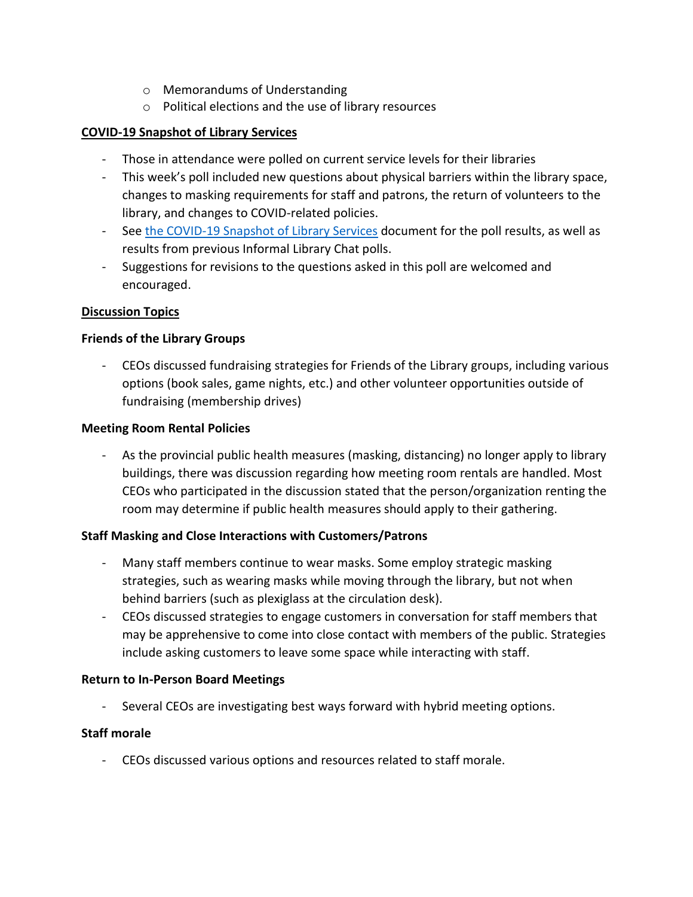- Memorandums of Understanding
   - Political elections and the use of library resources

**COVID-19 Snapshot of Library Services**

- Those in attendance were polled on current service levels for their libraries
- This week's poll included new questions about physical barriers within the library space, changes to masking requirements for staff and patrons, the return of volunteers to the library, and changes to COVID-related policies.
- See the COVID-19 Snapshot of Library Services document for the poll results, as well as results from previous Informal Library Chat polls.
- Suggestions for revisions to the questions asked in this poll are welcomed and encouraged.

**Discussion Topics**

**Friends of the Library Groups**

- CEOs discussed fundraising strategies for Friends of the Library groups, including various options (book sales, game nights, etc.) and other volunteer opportunities outside of fundraising (membership drives)

**Meeting Room Rental Policies**

- As the provincial public health measures (masking, distancing) no longer apply to library buildings, there was discussion regarding how meeting room rentals are handled. Most CEOs who participated in the discussion stated that the person/organization renting the room may determine if public health measures should apply to their gathering.

**Staff Masking and Close Interactions with Customers/Patrons**

- Many staff members continue to wear masks. Some employ strategic masking strategies, such as wearing masks while moving through the library, but not when behind barriers (such as plexiglass at the circulation desk).
- CEOs discussed strategies to engage customers in conversation for staff members that may be apprehensive to come into close contact with members of the public. Strategies include asking customers to leave some space while interacting with staff.

**Return to In-Person Board Meetings**

- Several CEOs are investigating best ways forward with hybrid meeting options.

**Staff morale**

- CEOs discussed various options and resources related to staff morale.